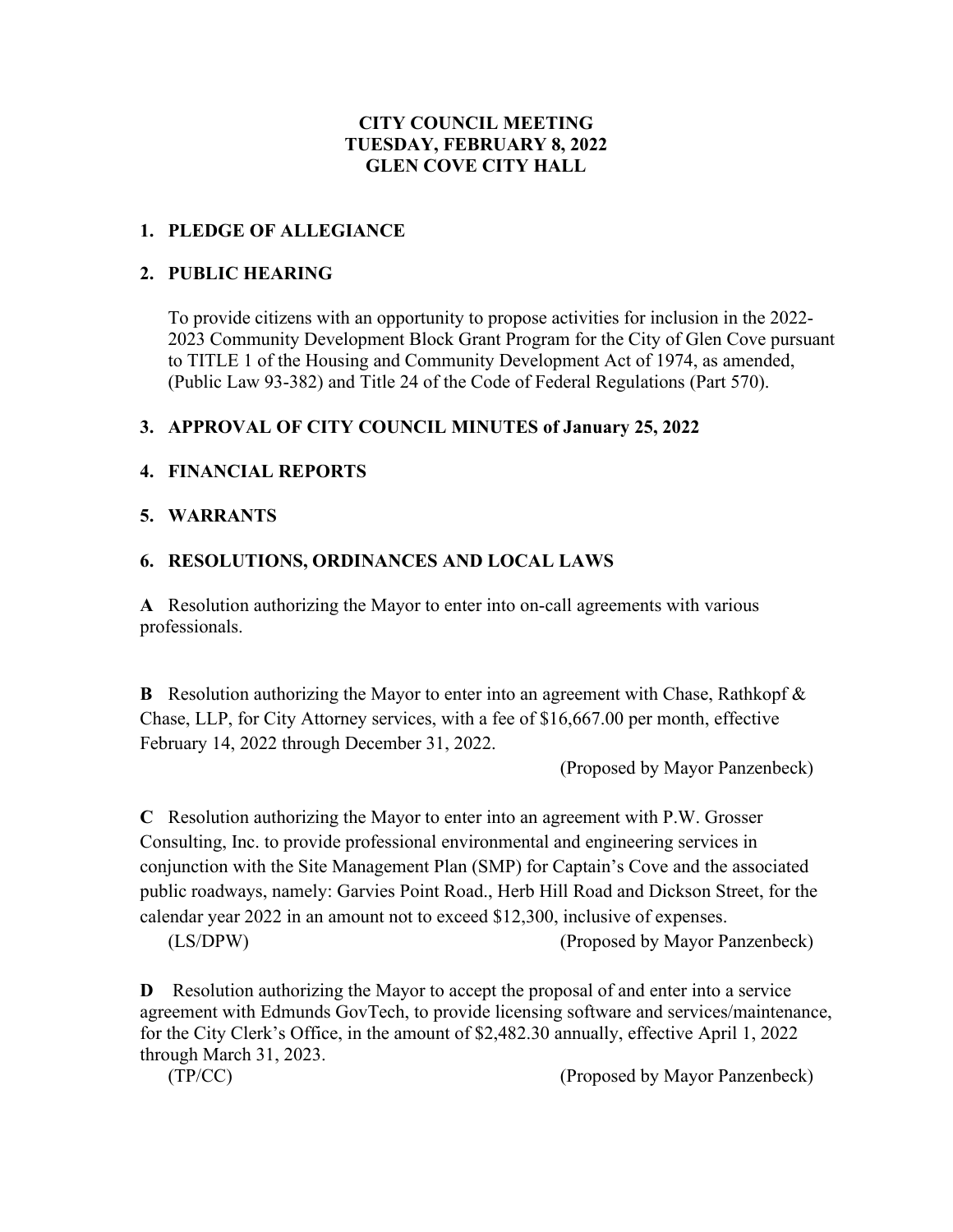# CITY COUNCIL MEETING
# TUESDAY, FEBRUARY 8, 2022
# GLEN COVE CITY HALL

## 1. PLEDGE OF ALLEGIANCE

## 2. PUBLIC HEARING

To provide citizens with an opportunity to propose activities for inclusion in the 2022-2023 Community Development Block Grant Program for the City of Glen Cove pursuant to TITLE 1 of the Housing and Community Development Act of 1974, as amended, (Public Law 93-382) and Title 24 of the Code of Federal Regulations (Part 570).

## 3. APPROVAL OF CITY COUNCIL MINUTES of January 25, 2022

## 4. FINANCIAL REPORTS

## 5. WARRANTS

## 6. RESOLUTIONS, ORDINANCES AND LOCAL LAWS

**A** Resolution authorizing the Mayor to enter into on-call agreements with various professionals.

**B** Resolution authorizing the Mayor to enter into an agreement with Chase, Rathkopf & Chase, LLP, for City Attorney services, with a fee of $16,667.00 per month, effective February 14, 2022 through December 31, 2022.

(Proposed by Mayor Panzenbeck)

**C** Resolution authorizing the Mayor to enter into an agreement with P.W. Grosser Consulting, Inc. to provide professional environmental and engineering services in conjunction with the Site Management Plan (SMP) for Captain's Cove and the associated public roadways, namely: Garvies Point Road., Herb Hill Road and Dickson Street, for the calendar year 2022 in an amount not to exceed $12,300, inclusive of expenses.

(LS/DPW) (Proposed by Mayor Panzenbeck)

**D** Resolution authorizing the Mayor to accept the proposal of and enter into a service agreement with Edmunds GovTech, to provide licensing software and services/maintenance, for the City Clerk's Office, in the amount of $2,482.30 annually, effective April 1, 2022 through March 31, 2023.

(TP/CC) (Proposed by Mayor Panzenbeck)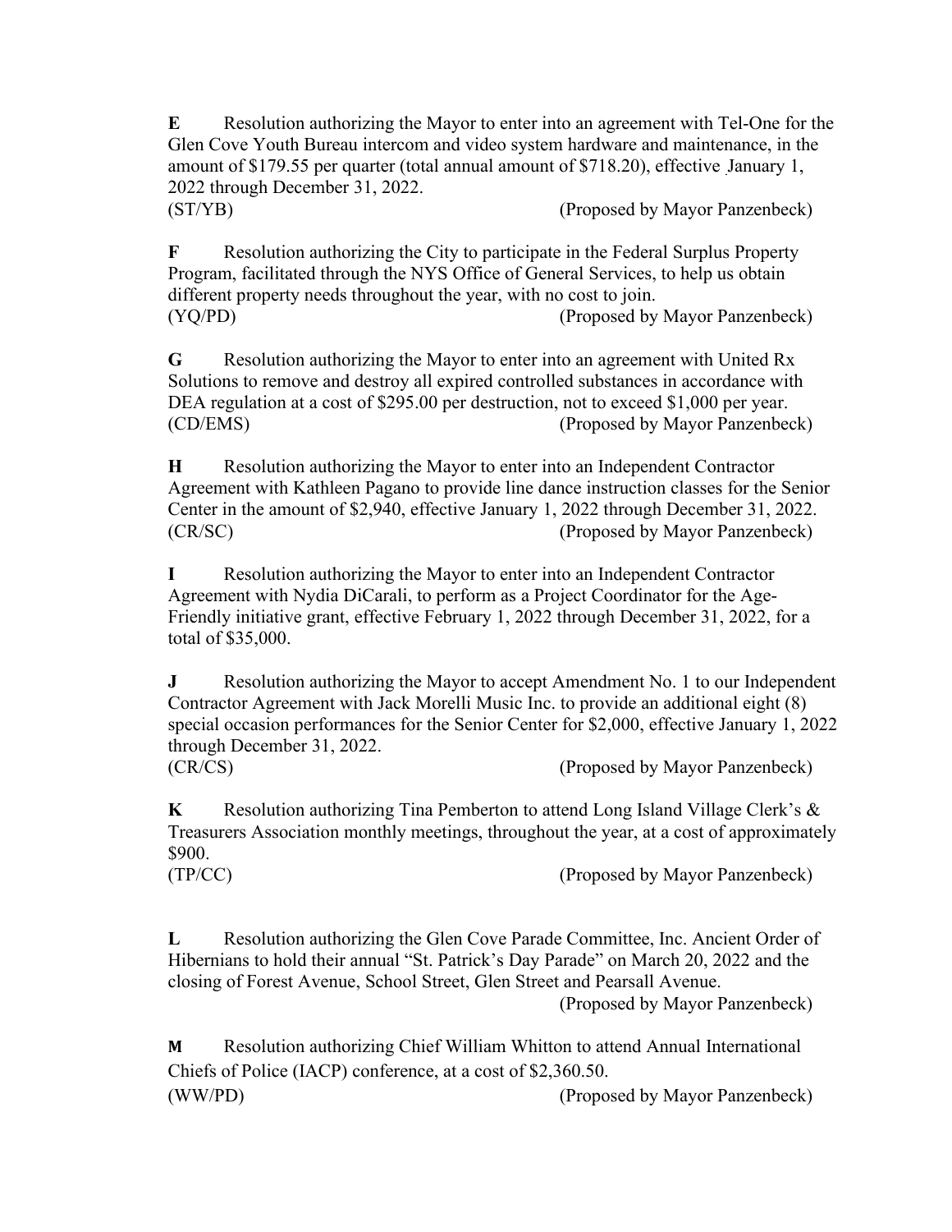**E** Resolution authorizing the Mayor to enter into an agreement with Tel-One for the Glen Cove Youth Bureau intercom and video system hardware and maintenance, in the amount of $179.55 per quarter (total annual amount of $718.20), effective January 1, 2022 through December 31, 2022.
(ST/YB) (Proposed by Mayor Panzenbeck)

**F** Resolution authorizing the City to participate in the Federal Surplus Property Program, facilitated through the NYS Office of General Services, to help us obtain different property needs throughout the year, with no cost to join.
(YQ/PD) (Proposed by Mayor Panzenbeck)

**G** Resolution authorizing the Mayor to enter into an agreement with United Rx Solutions to remove and destroy all expired controlled substances in accordance with DEA regulation at a cost of $295.00 per destruction, not to exceed $1,000 per year.
(CD/EMS) (Proposed by Mayor Panzenbeck)

**H** Resolution authorizing the Mayor to enter into an Independent Contractor Agreement with Kathleen Pagano to provide line dance instruction classes for the Senior Center in the amount of $2,940, effective January 1, 2022 through December 31, 2022.
(CR/SC) (Proposed by Mayor Panzenbeck)

**I** Resolution authorizing the Mayor to enter into an Independent Contractor Agreement with Nydia DiCarali, to perform as a Project Coordinator for the Age-Friendly initiative grant, effective February 1, 2022 through December 31, 2022, for a total of $35,000.

**J** Resolution authorizing the Mayor to accept Amendment No. 1 to our Independent Contractor Agreement with Jack Morelli Music Inc. to provide an additional eight (8) special occasion performances for the Senior Center for $2,000, effective January 1, 2022 through December 31, 2022.
(CR/CS) (Proposed by Mayor Panzenbeck)

**K** Resolution authorizing Tina Pemberton to attend Long Island Village Clerk's & Treasurers Association monthly meetings, throughout the year, at a cost of approximately $900.
(TP/CC) (Proposed by Mayor Panzenbeck)

**L** Resolution authorizing the Glen Cove Parade Committee, Inc. Ancient Order of Hibernians to hold their annual "St. Patrick's Day Parade" on March 20, 2022 and the closing of Forest Avenue, School Street, Glen Street and Pearsall Avenue.
(Proposed by Mayor Panzenbeck)

**M** Resolution authorizing Chief William Whitton to attend Annual International Chiefs of Police (IACP) conference, at a cost of $2,360.50.
(WW/PD) (Proposed by Mayor Panzenbeck)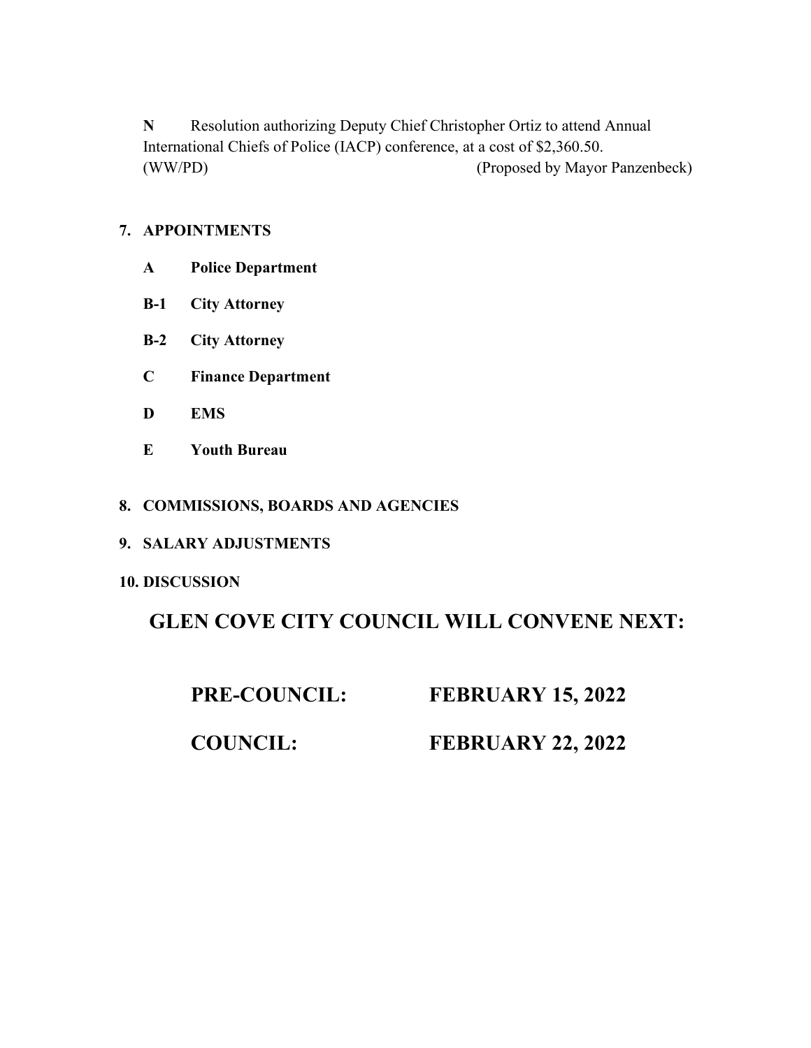**N** Resolution authorizing Deputy Chief Christopher Ortiz to attend Annual International Chiefs of Police (IACP) conference, at a cost of $2,360.50. (WW/PD) (Proposed by Mayor Panzenbeck)

## 7. APPOINTMENTS

- **A** **Police Department**
- **B-1** **City Attorney**
- **B-2** **City Attorney**
- **C** **Finance Department**
- **D** **EMS**
- **E** **Youth Bureau**

## 8. COMMISSIONS, BOARDS AND AGENCIES

## 9. SALARY ADJUSTMENTS

## 10. DISCUSSION

# GLEN COVE CITY COUNCIL WILL CONVENE NEXT:

**PRE-COUNCIL: FEBRUARY 15, 2022**

**COUNCIL: FEBRUARY 22, 2022**